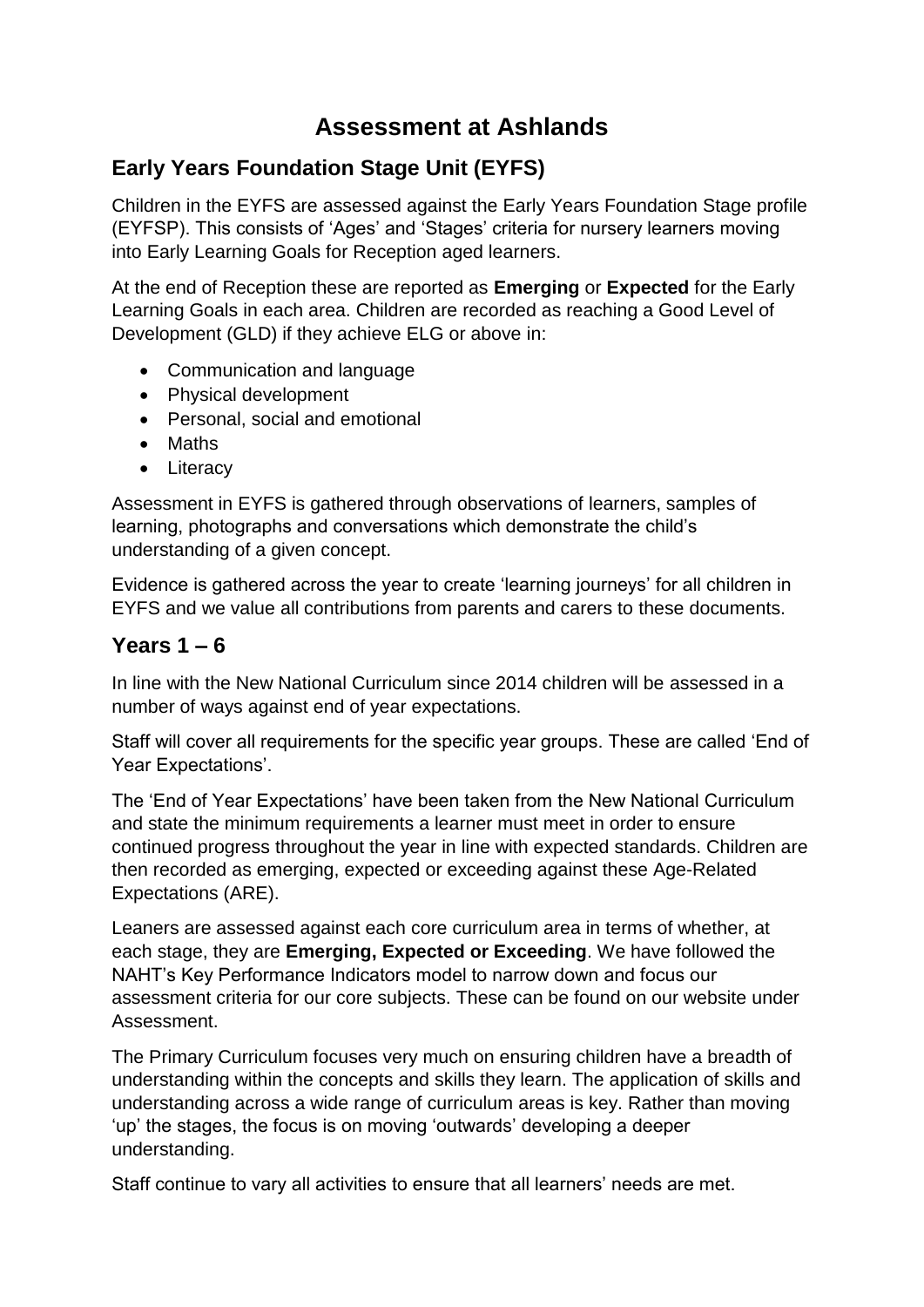# Assessment at Ashlands

## Early Years Foundation Stage Unit (EYFS)

Children in the EYFS are assessed against the Early Years Foundation Stage profile (EYFSP). This consists of 'Ages' and 'Stages' criteria for nursery learners moving into Early Learning Goals for Reception aged learners.

At the end of Reception these are reported as **Emerging** or **Expected** for the Early Learning Goals in each area. Children are recorded as reaching a Good Level of Development (GLD) if they achieve ELG or above in:

- Communication and language
- Physical development
- Personal, social and emotional
- Maths
- Literacy

Assessment in EYFS is gathered through observations of learners, samples of learning, photographs and conversations which demonstrate the child's understanding of a given concept.

Evidence is gathered across the year to create 'learning journeys' for all children in EYFS and we value all contributions from parents and carers to these documents.

## Years 1 – 6

In line with the New National Curriculum since 2014 children will be assessed in a number of ways against end of year expectations.

Staff will cover all requirements for the specific year groups. These are called 'End of Year Expectations'.

The 'End of Year Expectations' have been taken from the New National Curriculum and state the minimum requirements a learner must meet in order to ensure continued progress throughout the year in line with expected standards. Children are then recorded as emerging, expected or exceeding against these Age-Related Expectations (ARE).

Leaners are assessed against each core curriculum area in terms of whether, at each stage, they are **Emerging, Expected or Exceeding**. We have followed the NAHT's Key Performance Indicators model to narrow down and focus our assessment criteria for our core subjects. These can be found on our website under Assessment.

The Primary Curriculum focuses very much on ensuring children have a breadth of understanding within the concepts and skills they learn. The application of skills and understanding across a wide range of curriculum areas is key. Rather than moving 'up' the stages, the focus is on moving 'outwards' developing a deeper understanding.

Staff continue to vary all activities to ensure that all learners' needs are met.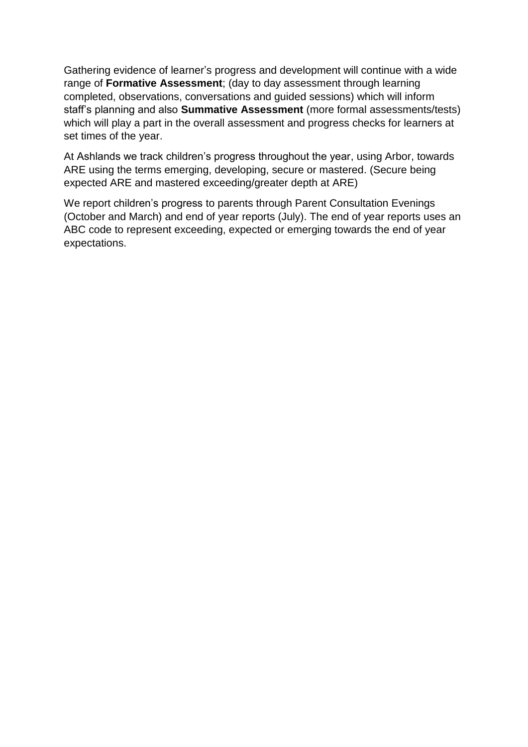Gathering evidence of learner's progress and development will continue with a wide range of **Formative Assessment**; (day to day assessment through learning completed, observations, conversations and guided sessions) which will inform staff's planning and also **Summative Assessment** (more formal assessments/tests) which will play a part in the overall assessment and progress checks for learners at set times of the year.

At Ashlands we track children's progress throughout the year, using Arbor, towards ARE using the terms emerging, developing, secure or mastered. (Secure being expected ARE and mastered exceeding/greater depth at ARE)

We report children's progress to parents through Parent Consultation Evenings (October and March) and end of year reports (July). The end of year reports uses an ABC code to represent exceeding, expected or emerging towards the end of year expectations.